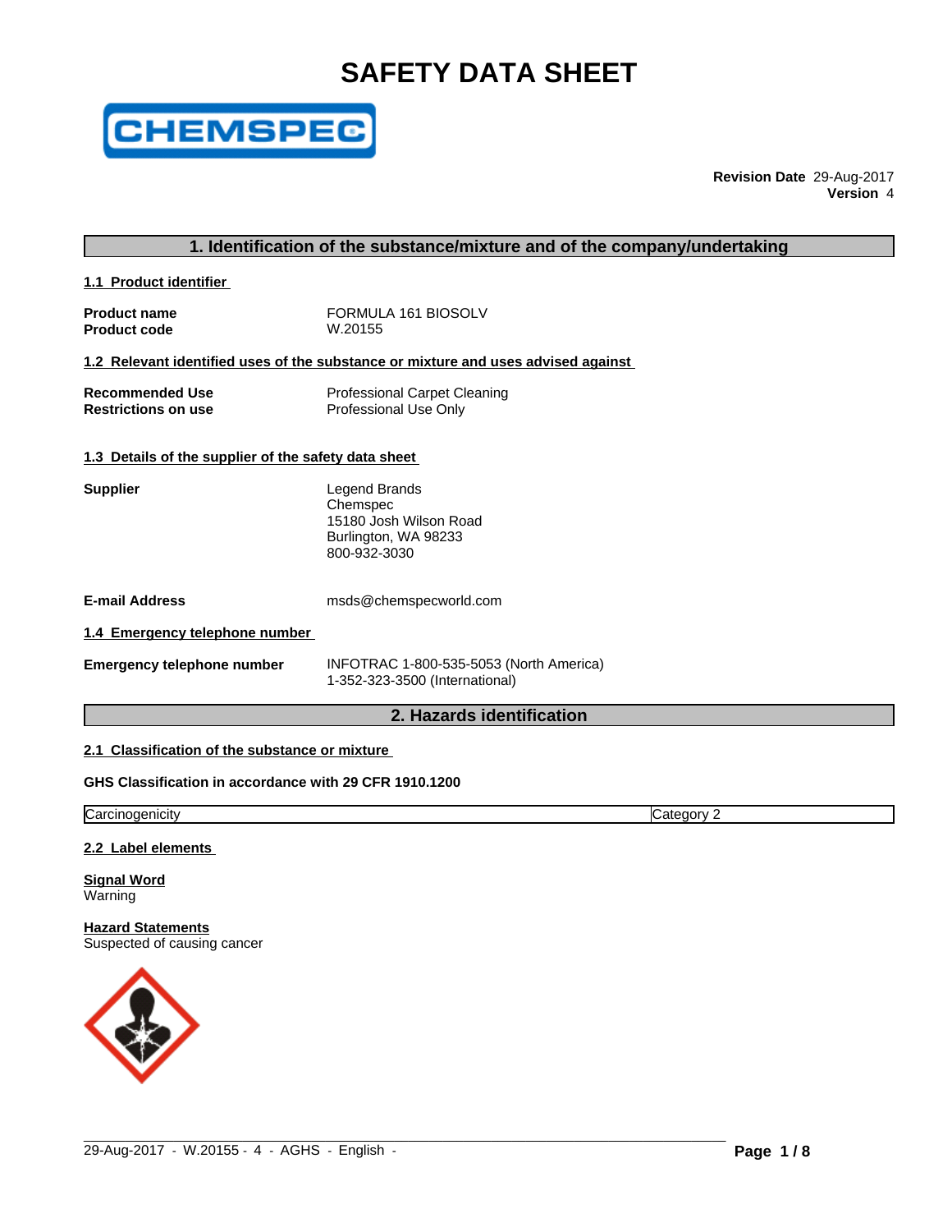# SAFETY DATA SHEET

CHEMSPEC

**Revision Date** 29-Aug-2017
**Version** 4

## 1. Identification of the substance/mixture and of the company/undertaking

### 1.1 Product identifier

**Product name** FORMULA 161 BIOSOLV
**Product code** W.20155

### 1.2 Relevant identified uses of the substance or mixture and uses advised against

**Recommended Use** Professional Carpet Cleaning
**Restrictions on use** Professional Use Only

### 1.3 Details of the supplier of the safety data sheet

**Supplier**
Legend Brands
Chemspec
15180 Josh Wilson Road
Burlington, WA 98233
800-932-3030

**E-mail Address** msds@chemspecworld.com

### 1.4 Emergency telephone number

**Emergency telephone number** INFOTRAC 1-800-535-5053 (North America)
1-352-323-3500 (International)

## 2. Hazards identification

### 2.1 Classification of the substance or mixture

**GHS Classification in accordance with 29 CFR 1910.1200**

| Carcinogenicity | Category 2 |
|---|---|

### 2.2 Label elements

**Signal Word**
Warning

**Hazard Statements**
Suspected of causing cancer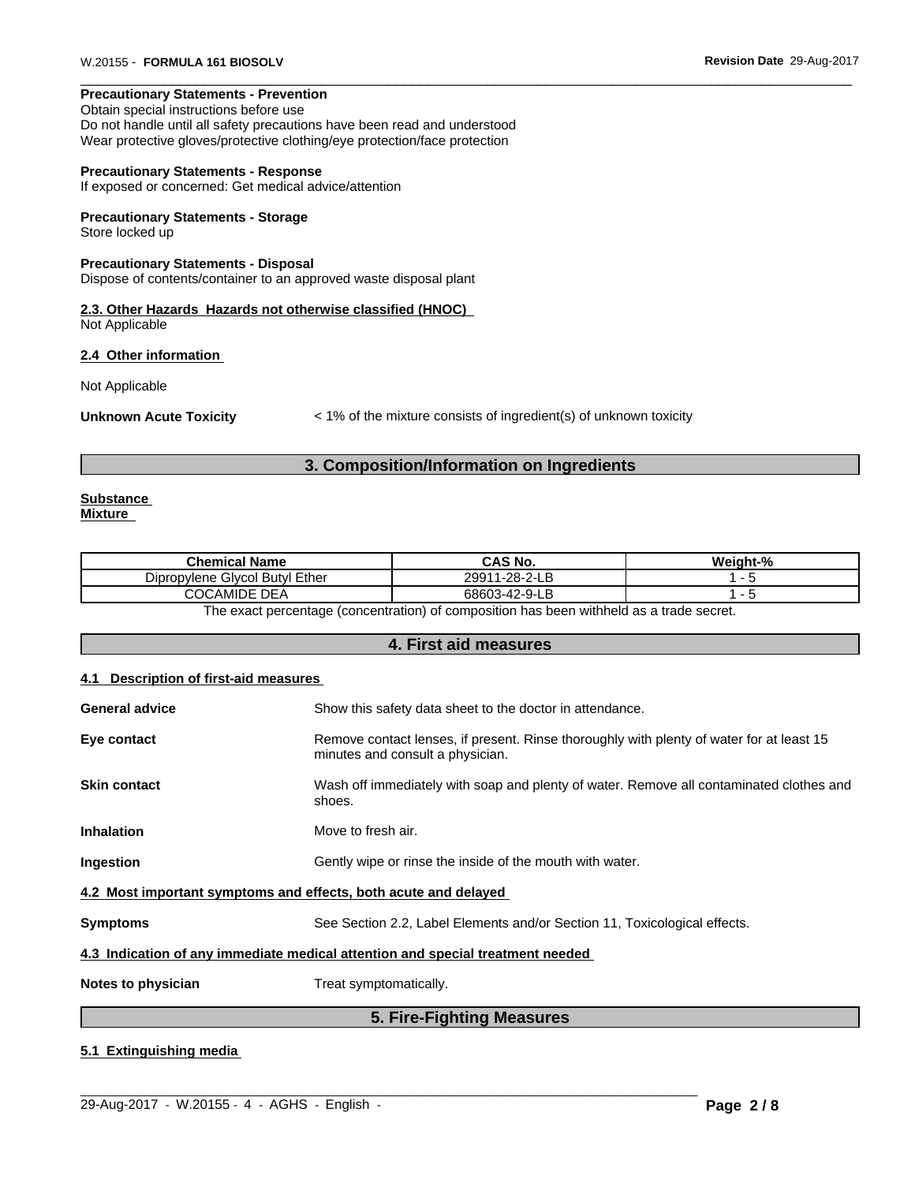**Precautionary Statements - Prevention**
Obtain special instructions before use
Do not handle until all safety precautions have been read and understood
Wear protective gloves/protective clothing/eye protection/face protection

**Precautionary Statements - Response**
If exposed or concerned: Get medical advice/attention

**Precautionary Statements - Storage**
Store locked up

**Precautionary Statements - Disposal**
Dispose of contents/container to an approved waste disposal plant

**2.3. Other Hazards Hazards not otherwise classified (HNOC)**
Not Applicable

**2.4 Other information**

Not Applicable

**Unknown Acute Toxicity** < 1% of the mixture consists of ingredient(s) of unknown toxicity

## 3. Composition/Information on Ingredients

**Substance**
**Mixture**

| Chemical Name | CAS No. | Weight-% |
|---|---|---|
| Dipropylene Glycol Butyl Ether | 29911-28-2-LB | 1 - 5 |
| COCAMIDE DEA | 68603-42-9-LB | 1 - 5 |

The exact percentage (concentration) of composition has been withheld as a trade secret.

## 4. First aid measures

**4.1 Description of first-aid measures**

**General advice** Show this safety data sheet to the doctor in attendance.

**Eye contact** Remove contact lenses, if present. Rinse thoroughly with plenty of water for at least 15 minutes and consult a physician.

**Skin contact** Wash off immediately with soap and plenty of water. Remove all contaminated clothes and shoes.

**Inhalation** Move to fresh air.

**Ingestion** Gently wipe or rinse the inside of the mouth with water.

**4.2 Most important symptoms and effects, both acute and delayed**

**Symptoms** See Section 2.2, Label Elements and/or Section 11, Toxicological effects.

**4.3 Indication of any immediate medical attention and special treatment needed**

**Notes to physician** Treat symptomatically.

## 5. Fire-Fighting Measures

**5.1 Extinguishing media**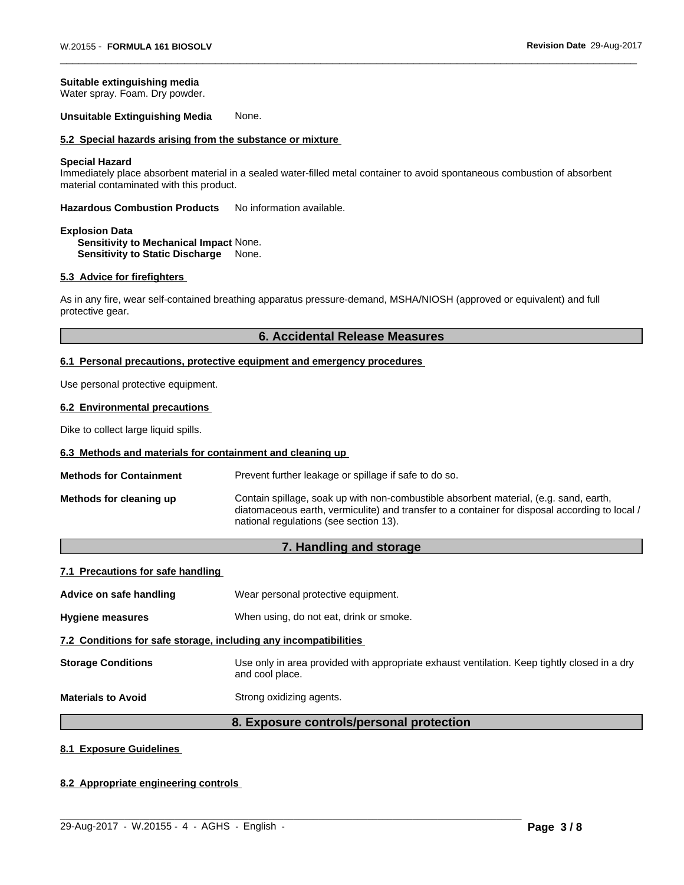**Suitable extinguishing media**
Water spray. Foam. Dry powder.

**Unsuitable Extinguishing Media** None.

### 5.2 Special hazards arising from the substance or mixture

**Special Hazard**
Immediately place absorbent material in a sealed water-filled metal container to avoid spontaneous combustion of absorbent material contaminated with this product.

**Hazardous Combustion Products** No information available.

**Explosion Data**
**Sensitivity to Mechanical Impact** None.
**Sensitivity to Static Discharge** None.

### 5.3 Advice for firefighters

As in any fire, wear self-contained breathing apparatus pressure-demand, MSHA/NIOSH (approved or equivalent) and full protective gear.

## 6. Accidental Release Measures

### 6.1 Personal precautions, protective equipment and emergency procedures

Use personal protective equipment.

### 6.2 Environmental precautions

Dike to collect large liquid spills.

### 6.3 Methods and materials for containment and cleaning up

**Methods for Containment** Prevent further leakage or spillage if safe to do so.

**Methods for cleaning up** Contain spillage, soak up with non-combustible absorbent material, (e.g. sand, earth, diatomaceous earth, vermiculite) and transfer to a container for disposal according to local / national regulations (see section 13).

## 7. Handling and storage

### 7.1 Precautions for safe handling

**Advice on safe handling** Wear personal protective equipment.

**Hygiene measures** When using, do not eat, drink or smoke.

### 7.2 Conditions for safe storage, including any incompatibilities

**Storage Conditions** Use only in area provided with appropriate exhaust ventilation. Keep tightly closed in a dry and cool place.

**Materials to Avoid** Strong oxidizing agents.

## 8. Exposure controls/personal protection

### 8.1 Exposure Guidelines

### 8.2 Appropriate engineering controls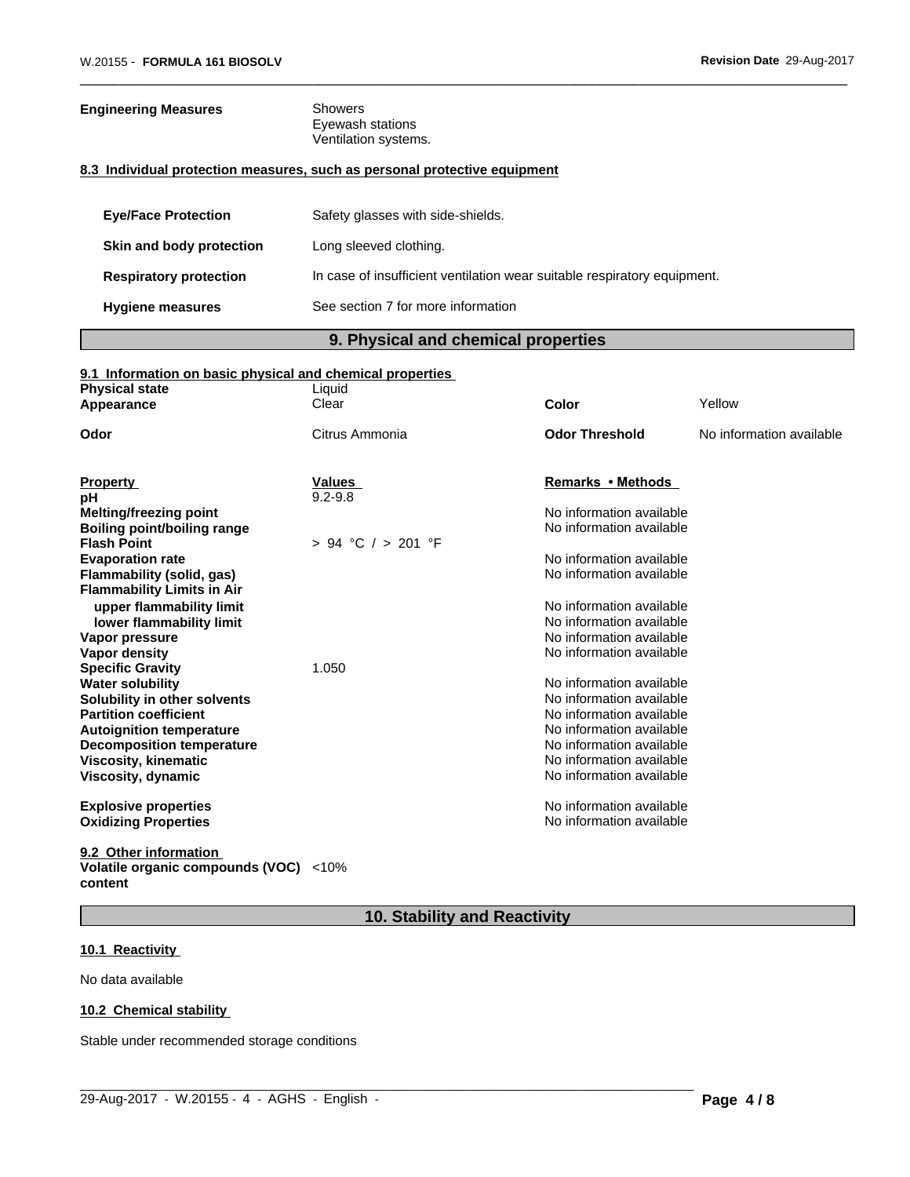**Engineering Measures** Showers
Eyewash stations
Ventilation systems.

### 8.3 Individual protection measures, such as personal protective equipment

| | |
|---|---|
| **Eye/Face Protection** | Safety glasses with side-shields. |
| **Skin and body protection** | Long sleeved clothing. |
| **Respiratory protection** | In case of insufficient ventilation wear suitable respiratory equipment. |
| **Hygiene measures** | See section 7 for more information |

## 9. Physical and chemical properties

### 9.1 Information on basic physical and chemical properties

| | | | |
|---|---|---|---|
| **Physical state** | Liquid | | |
| **Appearance** | Clear | **Color** | Yellow |
| **Odor** | Citrus Ammonia | **Odor Threshold** | No information available |

| **Property** | **Values** | **Remarks • Methods** |
|---|---|---|
| **pH** | 9.2-9.8 | |
| **Melting/freezing point** | | No information available |
| **Boiling point/boiling range** | | No information available |
| **Flash Point** | > 94 °C / > 201 °F | |
| **Evaporation rate** | | No information available |
| **Flammability (solid, gas)** | | No information available |
| **Flammability Limits in Air** | | |
| **upper flammability limit** | | No information available |
| **lower flammability limit** | | No information available |
| **Vapor pressure** | | No information available |
| **Vapor density** | | No information available |
| **Specific Gravity** | 1.050 | |
| **Water solubility** | | No information available |
| **Solubility in other solvents** | | No information available |
| **Partition coefficient** | | No information available |
| **Autoignition temperature** | | No information available |
| **Decomposition temperature** | | No information available |
| **Viscosity, kinematic** | | No information available |
| **Viscosity, dynamic** | | No information available |
| **Explosive properties** | | No information available |
| **Oxidizing Properties** | | No information available |

### 9.2 Other information

**Volatile organic compounds (VOC) content** <10%

## 10. Stability and Reactivity

### 10.1 Reactivity

No data available

### 10.2 Chemical stability

Stable under recommended storage conditions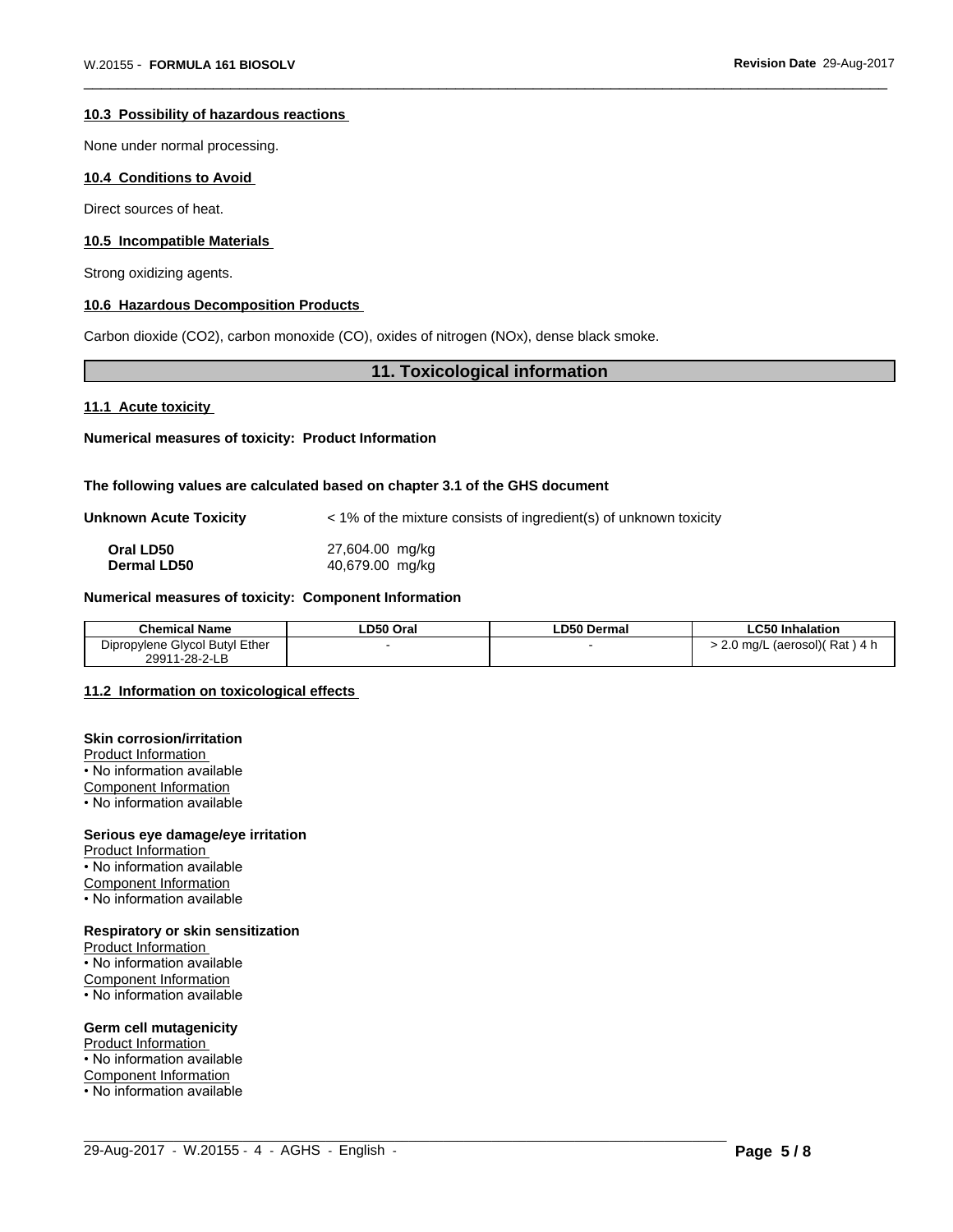### 10.3 Possibility of hazardous reactions

None under normal processing.

### 10.4 Conditions to Avoid

Direct sources of heat.

### 10.5 Incompatible Materials

Strong oxidizing agents.

### 10.6 Hazardous Decomposition Products

Carbon dioxide ($CO_2$), carbon monoxide (CO), oxides of nitrogen ($NO_x$), dense black smoke.

## 11. Toxicological information

### 11.1 Acute toxicity

**Numerical measures of toxicity: Product Information**

**The following values are calculated based on chapter 3.1 of the GHS document**

**Unknown Acute Toxicity** < 1% of the mixture consists of ingredient(s) of unknown toxicity

**Oral LD50** 27,604.00 mg/kg
**Dermal LD50** 40,679.00 mg/kg

**Numerical measures of toxicity: Component Information**

| Chemical Name | LD50 Oral | LD50 Dermal | LC50 Inhalation |
|---|---|---|---|
| Dipropylene Glycol Butyl Ether 29911-28-2-LB | - | - | > 2.0 mg/L (aerosol)( Rat ) 4 h |

### 11.2 Information on toxicological effects

**Skin corrosion/irritation**
Product Information
• No information available
Component Information
• No information available

**Serious eye damage/eye irritation**
Product Information
• No information available
Component Information
• No information available

**Respiratory or skin sensitization**
Product Information
• No information available
Component Information
• No information available

**Germ cell mutagenicity**
Product Information
• No information available
Component Information
• No information available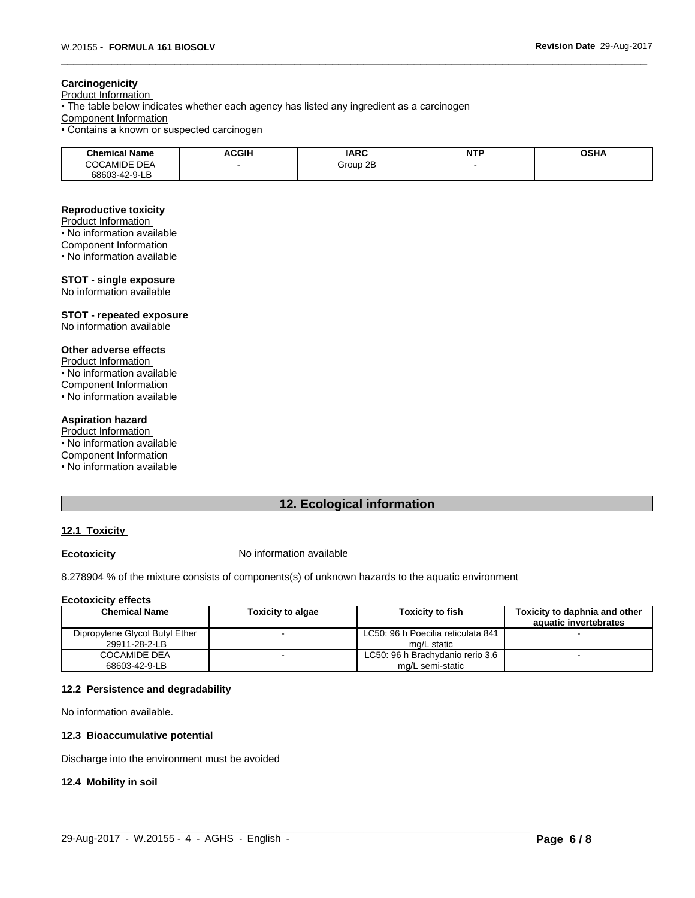**Carcinogenicity**

Product Information

• The table below indicates whether each agency has listed any ingredient as a carcinogen

Component Information

• Contains a known or suspected carcinogen

| Chemical Name | ACGIH | IARC | NTP | OSHA |
|---|---|---|---|---|
| COCAMIDE DEA 68603-42-9-LB | - | Group 2B | - | |

**Reproductive toxicity**

Product Information

• No information available

Component Information

• No information available

**STOT - single exposure**

No information available

**STOT - repeated exposure**

No information available

**Other adverse effects**

Product Information

• No information available

Component Information

• No information available

**Aspiration hazard**

Product Information

• No information available

Component Information

• No information available

## 12. Ecological information

### 12.1 Toxicity

**Ecotoxicity** No information available

8.278904 % of the mixture consists of components(s) of unknown hazards to the aquatic environment

**Ecotoxicity effects**

| Chemical Name | Toxicity to algae | Toxicity to fish | Toxicity to daphnia and other aquatic invertebrates |
|---|---|---|---|
| Dipropylene Glycol Butyl Ether 29911-28-2-LB | - | LC50: 96 h Poecilia reticulata 841 mg/L static | - |
| COCAMIDE DEA 68603-42-9-LB | - | LC50: 96 h Brachydanio rerio 3.6 mg/L semi-static | - |

### 12.2 Persistence and degradability

No information available.

### 12.3 Bioaccumulative potential

Discharge into the environment must be avoided

### 12.4 Mobility in soil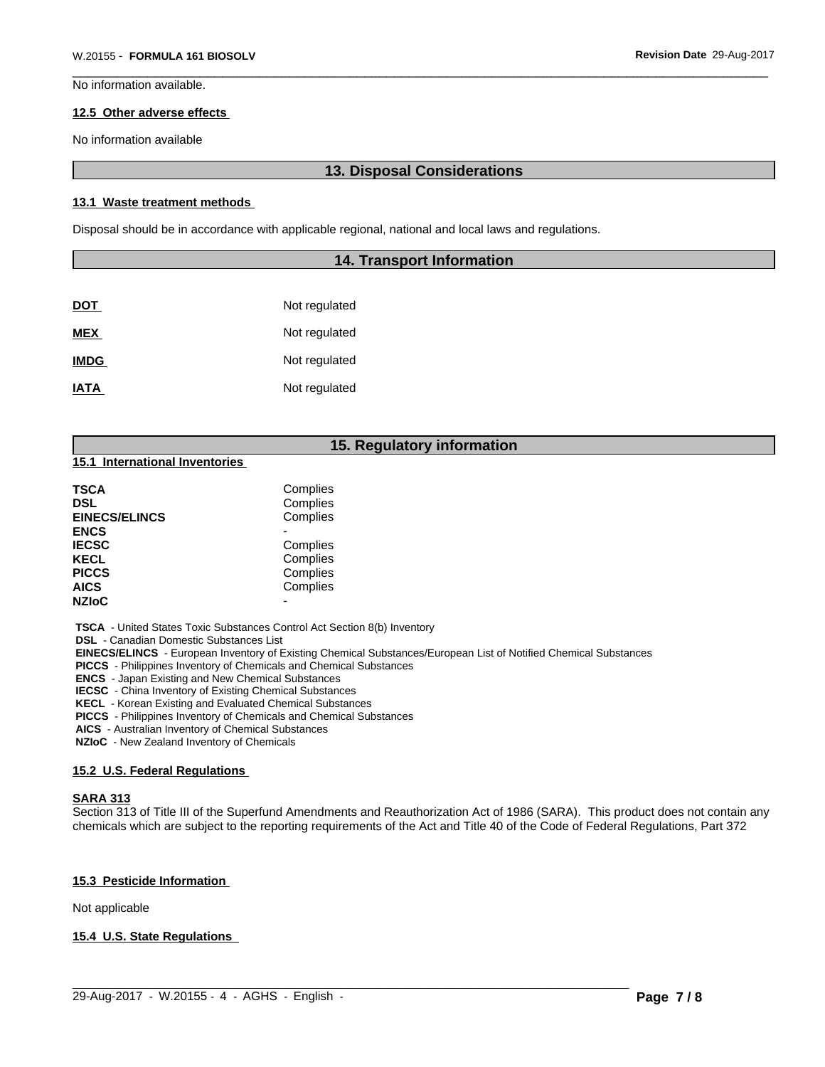No information available.

### 12.5 Other adverse effects

No information available

## 13. Disposal Considerations

### 13.1 Waste treatment methods

Disposal should be in accordance with applicable regional, national and local laws and regulations.

## 14. Transport Information

| | |
|---|---|
| **DOT** | Not regulated |
| **MEX** | Not regulated |
| **IMDG** | Not regulated |
| **IATA** | Not regulated |

## 15. Regulatory information

### 15.1 International Inventories

| | |
|---|---|
| **TSCA** | Complies |
| **DSL** | Complies |
| **EINECS/ELINCS** | Complies |
| **ENCS** | - |
| **IECSC** | Complies |
| **KECL** | Complies |
| **PICCS** | Complies |
| **AICS** | Complies |
| **NZIoC** | - |

**TSCA** - United States Toxic Substances Control Act Section 8(b) Inventory
**DSL** - Canadian Domestic Substances List
**EINECS/ELINCS** - European Inventory of Existing Chemical Substances/European List of Notified Chemical Substances
**PICCS** - Philippines Inventory of Chemicals and Chemical Substances
**ENCS** - Japan Existing and New Chemical Substances
**IECSC** - China Inventory of Existing Chemical Substances
**KECL** - Korean Existing and Evaluated Chemical Substances
**PICCS** - Philippines Inventory of Chemicals and Chemical Substances
**AICS** - Australian Inventory of Chemical Substances
**NZIoC** - New Zealand Inventory of Chemicals

### 15.2 U.S. Federal Regulations

**SARA 313**

Section 313 of Title III of the Superfund Amendments and Reauthorization Act of 1986 (SARA). This product does not contain any chemicals which are subject to the reporting requirements of the Act and Title 40 of the Code of Federal Regulations, Part 372

### 15.3 Pesticide Information

Not applicable

### 15.4 U.S. State Regulations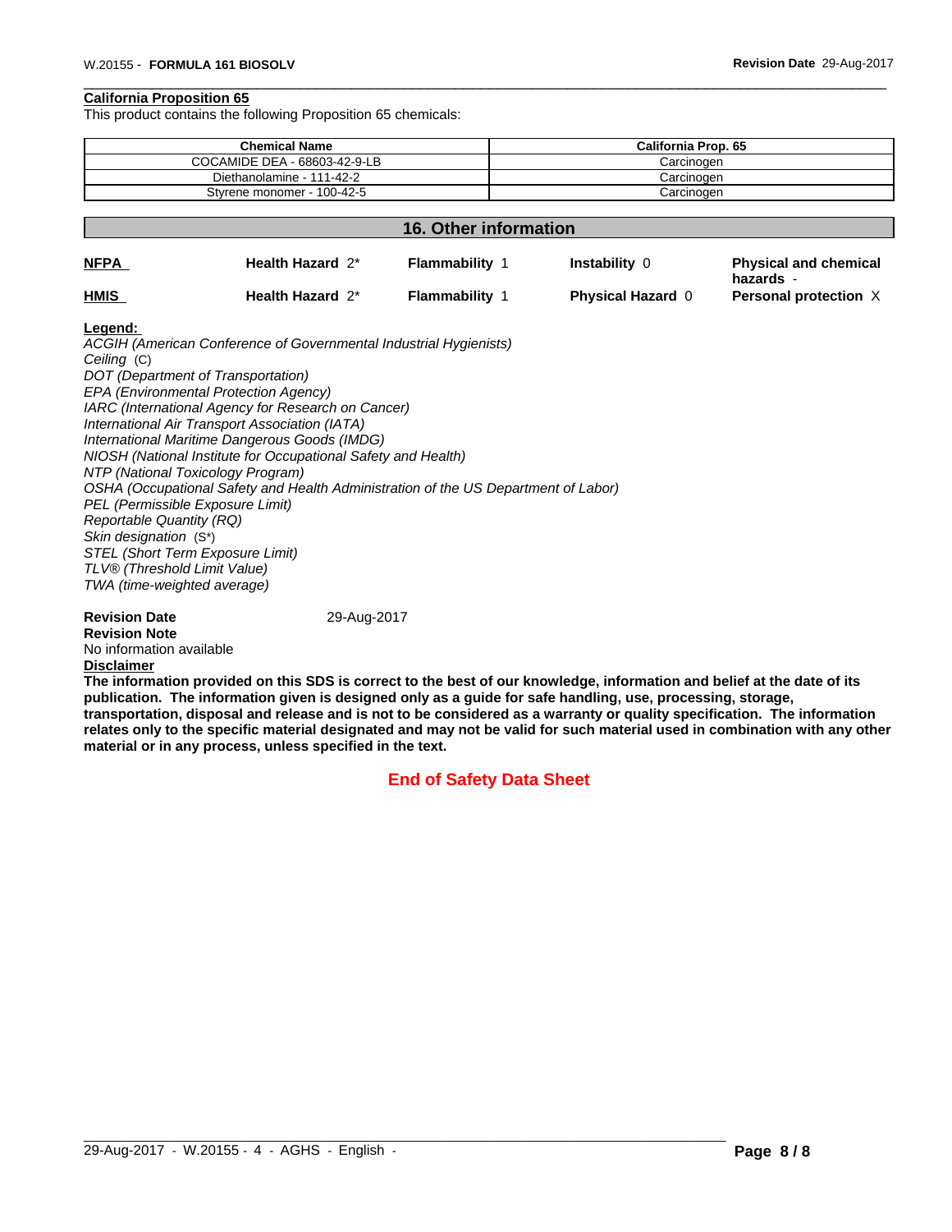**California Proposition 65**

This product contains the following Proposition 65 chemicals:

| Chemical Name | California Prop. 65 |
|---|---|
| COCAMIDE DEA - 68603-42-9-LB | Carcinogen |
| Diethanolamine - 111-42-2 | Carcinogen |
| Styrene monomer - 100-42-5 | Carcinogen |

## 16. Other information

| | | | | |
|---|---|---|---|---|
| **NFPA** | **Health Hazard** 2* | **Flammability** 1 | **Instability** 0 | **Physical and chemical hazards** - |
| **HMIS** | **Health Hazard** 2* | **Flammability** 1 | **Physical Hazard** 0 | **Personal protection** X |

**Legend:**

*ACGIH (American Conference of Governmental Industrial Hygienists)*
*Ceiling* (C)
*DOT (Department of Transportation)*
*EPA (Environmental Protection Agency)*
*IARC (International Agency for Research on Cancer)*
*International Air Transport Association (IATA)*
*International Maritime Dangerous Goods (IMDG)*
*NIOSH (National Institute for Occupational Safety and Health)*
*NTP (National Toxicology Program)*
*OSHA (Occupational Safety and Health Administration of the US Department of Labor)*
*PEL (Permissible Exposure Limit)*
*Reportable Quantity (RQ)*
*Skin designation* (S*)
*STEL (Short Term Exposure Limit)*
*TLV® (Threshold Limit Value)*
*TWA (time-weighted average)*

**Revision Date** 29-Aug-2017
**Revision Note**
No information available

**Disclaimer**

**The information provided on this SDS is correct to the best of our knowledge, information and belief at the date of its publication. The information given is designed only as a guide for safe handling, use, processing, storage, transportation, disposal and release and is not to be considered as a warranty or quality specification. The information relates only to the specific material designated and may not be valid for such material used in combination with any other material or in any process, unless specified in the text.**

**End of Safety Data Sheet**